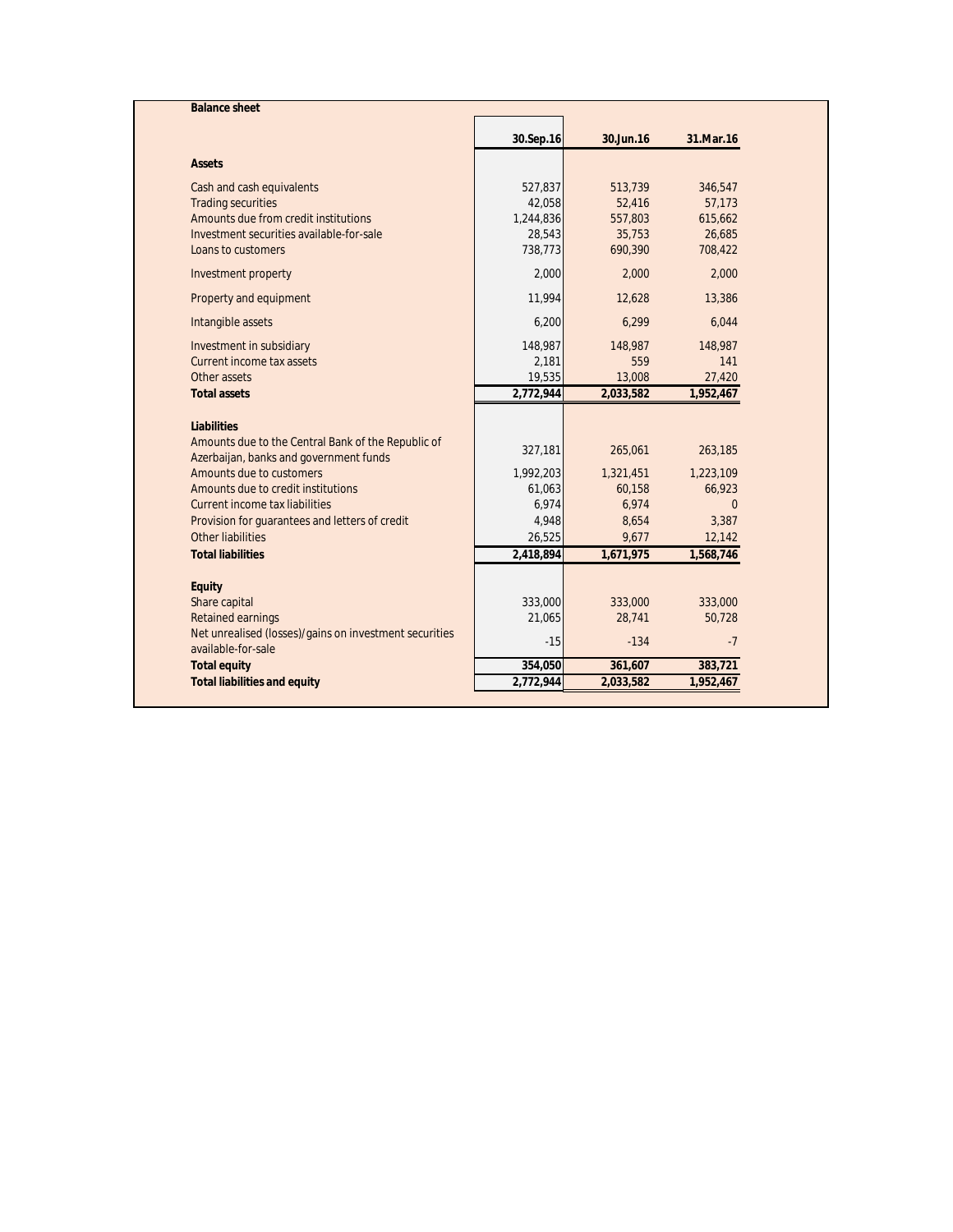**Balance sheet**

| | 30.Sep.16 | 30.Jun.16 | 31.Mar.16 |
|---|---|---|---|
| **Assets** | | | |
| Cash and cash equivalents | 527,837 | 513,739 | 346,547 |
| Trading securities | 42,058 | 52,416 | 57,173 |
| Amounts due from credit institutions | 1,244,836 | 557,803 | 615,662 |
| Investment securities available-for-sale | 28,543 | 35,753 | 26,685 |
| Loans to customers | 738,773 | 690,390 | 708,422 |
| Investment property | 2,000 | 2,000 | 2,000 |
| Property and equipment | 11,994 | 12,628 | 13,386 |
| Intangible assets | 6,200 | 6,299 | 6,044 |
| Investment in subsidiary | 148,987 | 148,987 | 148,987 |
| Current income tax assets | 2,181 | 559 | 141 |
| Other assets | 19,535 | 13,008 | 27,420 |
| **Total assets** | **2,772,944** | **2,033,582** | **1,952,467** |
| **Liabilities** | | | |
| Amounts due to the Central Bank of the Republic of Azerbaijan, banks and government funds | 327,181 | 265,061 | 263,185 |
| Amounts due to customers | 1,992,203 | 1,321,451 | 1,223,109 |
| Amounts due to credit institutions | 61,063 | 60,158 | 66,923 |
| Current income tax liabilities | 6,974 | 6,974 | 0 |
| Provision for guarantees and letters of credit | 4,948 | 8,654 | 3,387 |
| Other liabilities | 26,525 | 9,677 | 12,142 |
| **Total liabilities** | **2,418,894** | **1,671,975** | **1,568,746** |
| **Equity** | | | |
| Share capital | 333,000 | 333,000 | 333,000 |
| Retained earnings | 21,065 | 28,741 | 50,728 |
| Net unrealised (losses)/gains on investment securities available-for-sale | -15 | -134 | -7 |
| **Total equity** | **354,050** | **361,607** | **383,721** |
| **Total liabilities and equity** | **2,772,944** | **2,033,582** | **1,952,467** |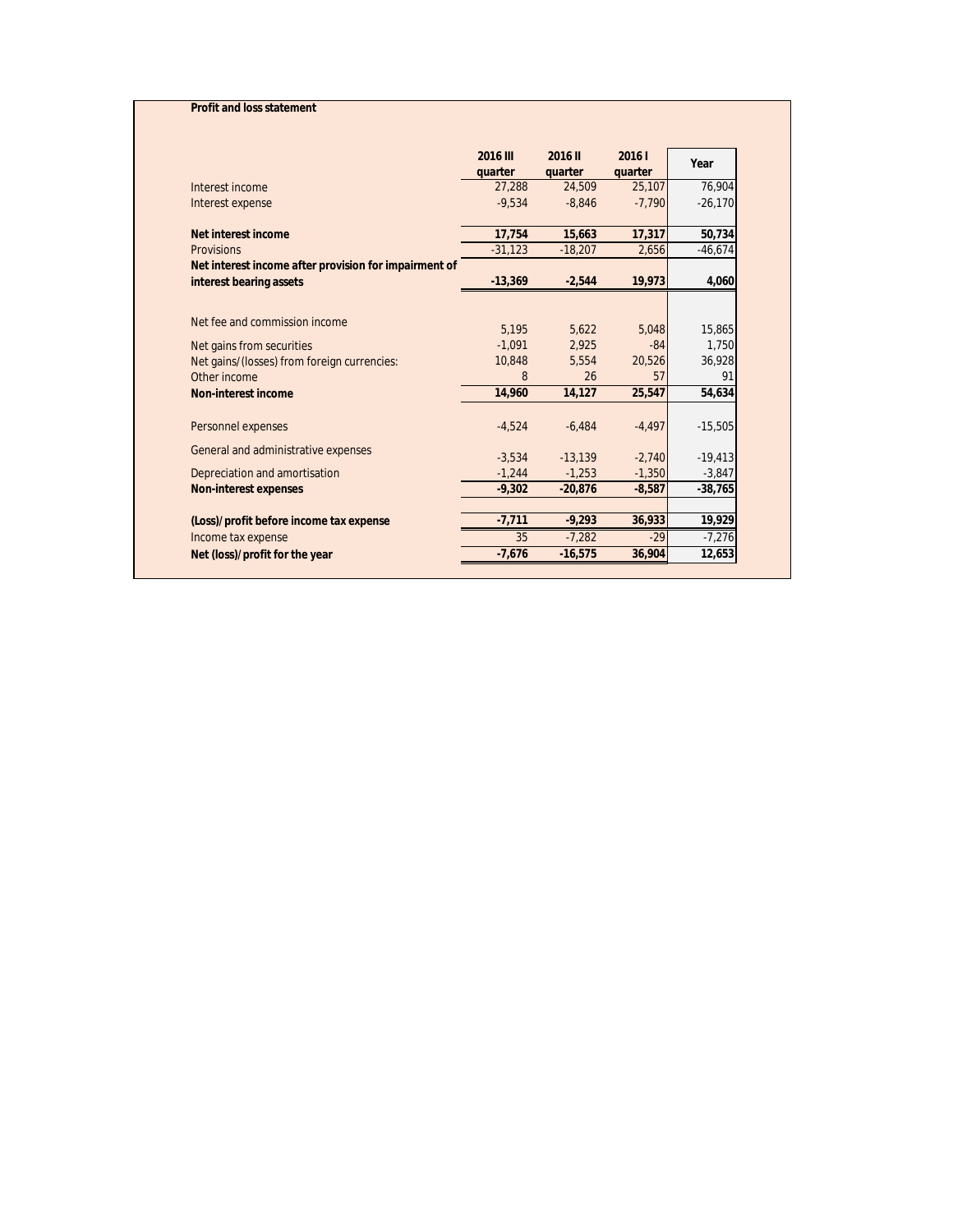**Profit and loss statement**

| | 2016 III quarter | 2016 II quarter | 2016 I quarter | Year |
|---|---|---|---|---|
| Interest income | 27,288 | 24,509 | 25,107 | 76,904 |
| Interest expense | -9,534 | -8,846 | -7,790 | -26,170 |
| **Net interest income** | **17,754** | **15,663** | **17,317** | **50,734** |
| Provisions | -31,123 | -18,207 | 2,656 | -46,674 |
| **Net interest income after provision for impairment of interest bearing assets** | **-13,369** | **-2,544** | **19,973** | **4,060** |
| Net fee and commission income | 5,195 | 5,622 | 5,048 | 15,865 |
| Net gains from securities | -1,091 | 2,925 | -84 | 1,750 |
| Net gains/(losses) from foreign currencies: | 10,848 | 5,554 | 20,526 | 36,928 |
| Other income | 8 | 26 | 57 | 91 |
| **Non-interest income** | **14,960** | **14,127** | **25,547** | **54,634** |
| Personnel expenses | -4,524 | -6,484 | -4,497 | -15,505 |
| General and administrative expenses | -3,534 | -13,139 | -2,740 | -19,413 |
| Depreciation and amortisation | -1,244 | -1,253 | -1,350 | -3,847 |
| **Non-interest expenses** | **-9,302** | **-20,876** | **-8,587** | **-38,765** |
| **(Loss)/profit before income tax expense** | **-7,711** | **-9,293** | **36,933** | **19,929** |
| Income tax expense | 35 | -7,282 | -29 | -7,276 |
| **Net (loss)/profit for the year** | **-7,676** | **-16,575** | **36,904** | **12,653** |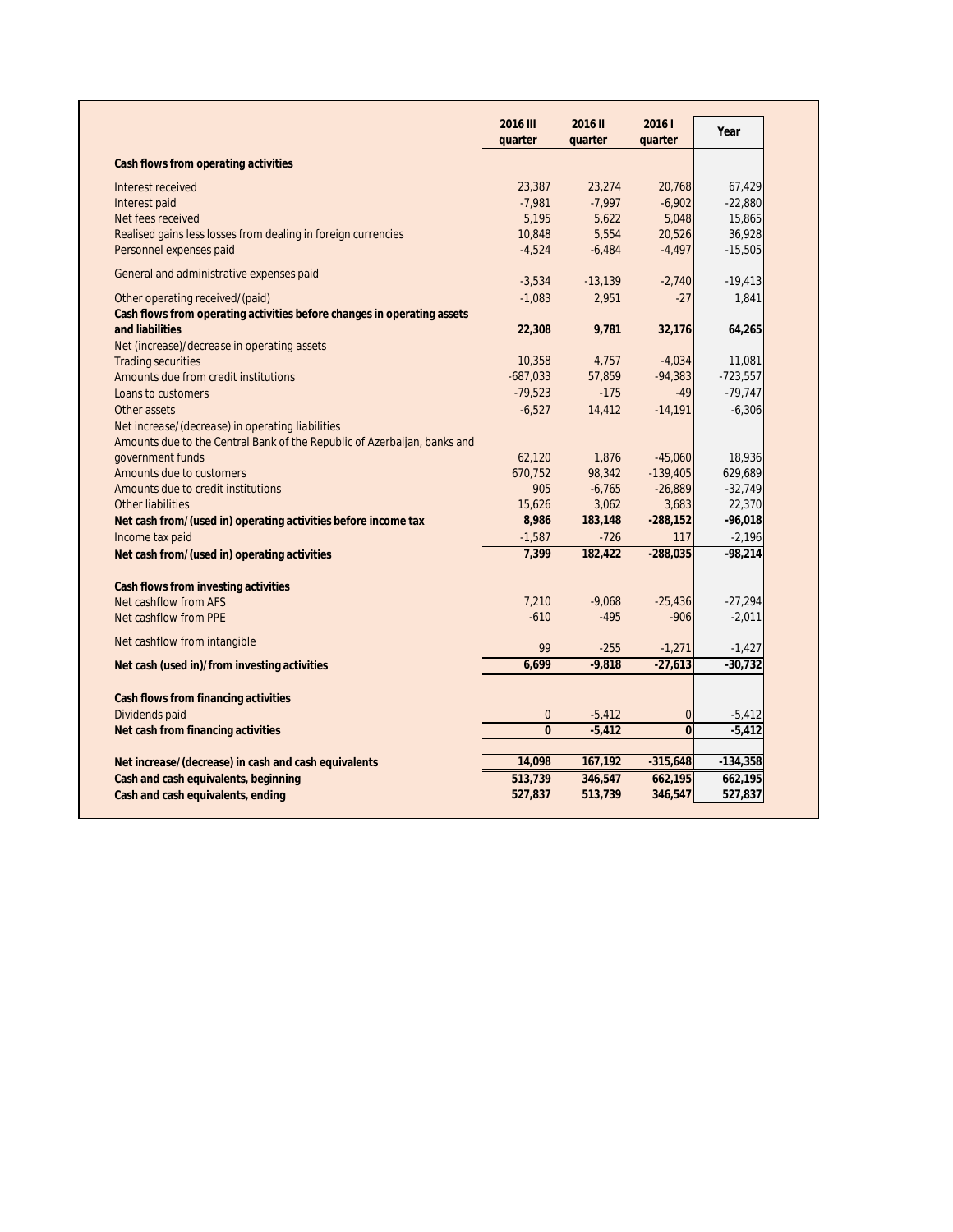| | 2016 III quarter | 2016 II quarter | 2016 I quarter | Year |
|---|---|---|---|---|
| **Cash flows from operating activities** | | | | |
| Interest received | 23,387 | 23,274 | 20,768 | 67,429 |
| Interest paid | -7,981 | -7,997 | -6,902 | -22,880 |
| Net fees received | 5,195 | 5,622 | 5,048 | 15,865 |
| Realised gains less losses from dealing in foreign currencies | 10,848 | 5,554 | 20,526 | 36,928 |
| Personnel expenses paid | -4,524 | -6,484 | -4,497 | -15,505 |
| General and administrative expenses paid | -3,534 | -13,139 | -2,740 | -19,413 |
| Other operating received/(paid) | -1,083 | 2,951 | -27 | 1,841 |
| **Cash flows from operating activities before changes in operating assets and liabilities** | **22,308** | **9,781** | **32,176** | **64,265** |
| Net (increase)/decrease in operating assets | | | | |
| Trading securities | 10,358 | 4,757 | -4,034 | 11,081 |
| Amounts due from credit institutions | -687,033 | 57,859 | -94,383 | -723,557 |
| Loans to customers | -79,523 | -175 | -49 | -79,747 |
| Other assets | -6,527 | 14,412 | -14,191 | -6,306 |
| Net increase/(decrease) in operating liabilities | | | | |
| Amounts due to the Central Bank of the Republic of Azerbaijan, banks and government funds | 62,120 | 1,876 | -45,060 | 18,936 |
| Amounts due to customers | 670,752 | 98,342 | -139,405 | 629,689 |
| Amounts due to credit institutions | 905 | -6,765 | -26,889 | -32,749 |
| Other liabilities | 15,626 | 3,062 | 3,683 | 22,370 |
| **Net cash from/(used in) operating activities before income tax** | **8,986** | **183,148** | **-288,152** | **-96,018** |
| Income tax paid | -1,587 | -726 | 117 | -2,196 |
| **Net cash from/(used in) operating activities** | **7,399** | **182,422** | **-288,035** | **-98,214** |
| **Cash flows from investing activities** | | | | |
| Net cashflow from AFS | 7,210 | -9,068 | -25,436 | -27,294 |
| Net cashflow from PPE | -610 | -495 | -906 | -2,011 |
| Net cashflow from intangible | 99 | -255 | -1,271 | -1,427 |
| **Net cash (used in)/from investing activities** | **6,699** | **-9,818** | **-27,613** | **-30,732** |
| **Cash flows from financing activities** | | | | |
| Dividends paid | 0 | -5,412 | 0 | -5,412 |
| **Net cash from financing activities** | **0** | **-5,412** | **0** | **-5,412** |
| **Net increase/(decrease) in cash and cash equivalents** | **14,098** | **167,192** | **-315,648** | **-134,358** |
| **Cash and cash equivalents, beginning** | **513,739** | **346,547** | **662,195** | **662,195** |
| **Cash and cash equivalents, ending** | **527,837** | **513,739** | **346,547** | **527,837** |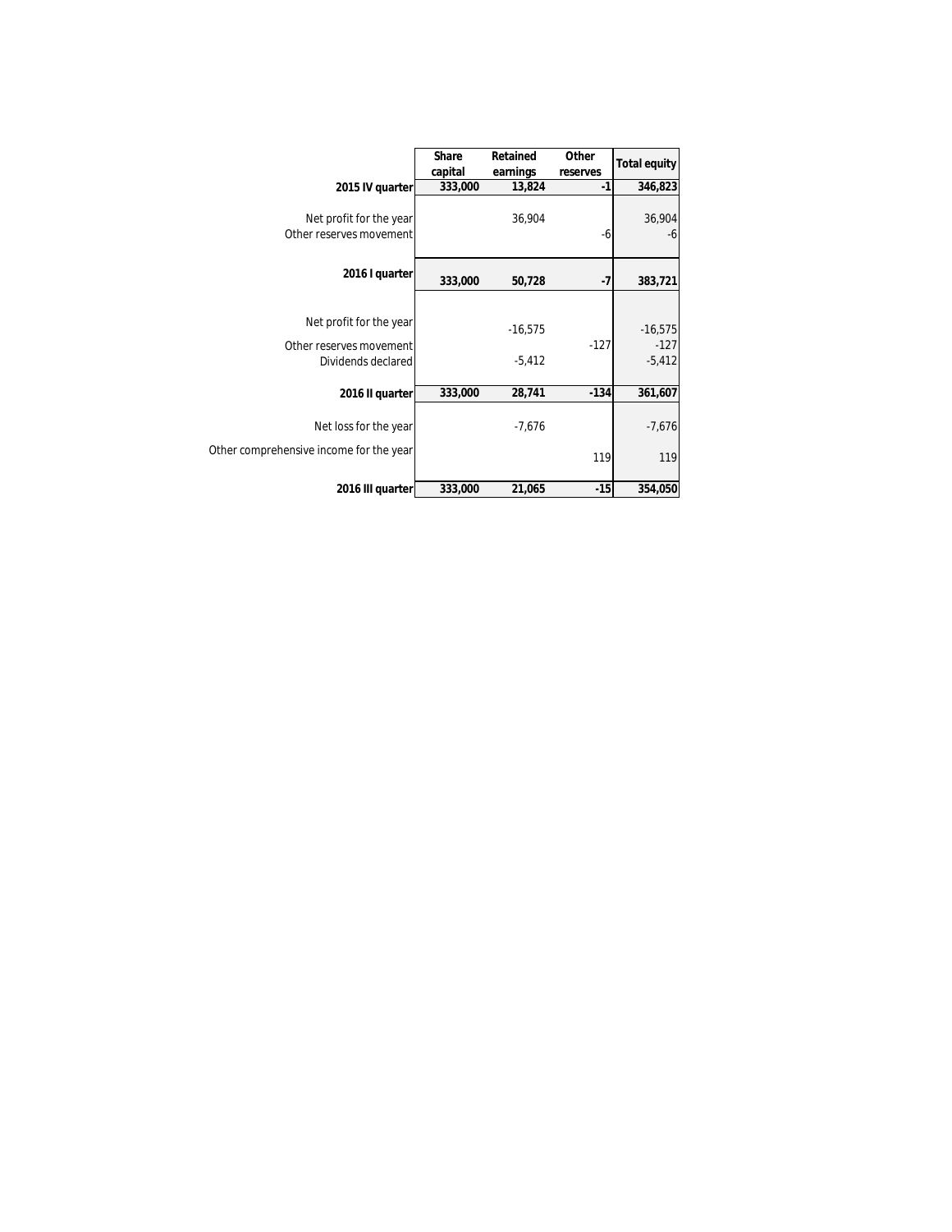| | Share capital | Retained earnings | Other reserves | Total equity |
|---|---|---|---|---|
| **2015 IV quarter** | **333,000** | **13,824** | **-1** | **346,823** |
| Net profit for the year | | 36,904 | | 36,904 |
| Other reserves movement | | | -6 | -6 |
| **2016 I quarter** | **333,000** | **50,728** | **-7** | **383,721** |
| Net profit for the year | | -16,575 | | -16,575 |
| Other reserves movement | | | -127 | -127 |
| Dividends declared | | -5,412 | | -5,412 |
| **2016 II quarter** | **333,000** | **28,741** | **-134** | **361,607** |
| Net loss for the year | | -7,676 | | -7,676 |
| Other comprehensive income for the year | | | 119 | 119 |
| **2016 III quarter** | **333,000** | **21,065** | **-15** | **354,050** |